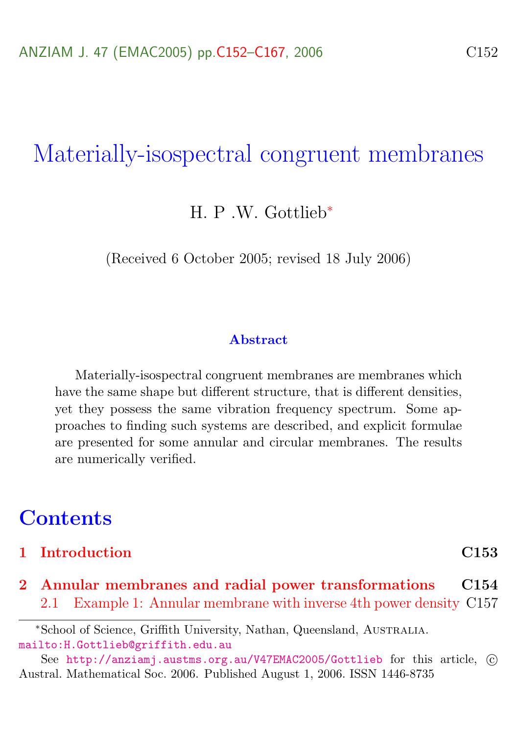# Materially-isospectral congruent membranes

H. P .W. Gottlieb*

(Received 6 October 2005; revised 18 July 2006)

### Abstract

Materially-isospectral congruent membranes are membranes which have the same shape but different structure, that is different densities, yet they possess the same vibration frequency spectrum. Some approaches to finding such systems are described, and explicit formulae are presented for some annular and circular membranes. The results are numerically verified.

## Contents

**1 Introduction** **C153**

**2 Annular membranes and radial power transformations** **C154**

2.1 Example 1: Annular membrane with inverse 4th power density C157

---

*School of Science, Griffith University, Nathan, Queensland, Australia. mailto:H.Gottlieb@griffith.edu.au

See http://anziamj.austms.org.au/V47EMAC2005/Gottlieb for this article, © Austral. Mathematical Soc. 2006. Published August 1, 2006. ISSN 1446-8735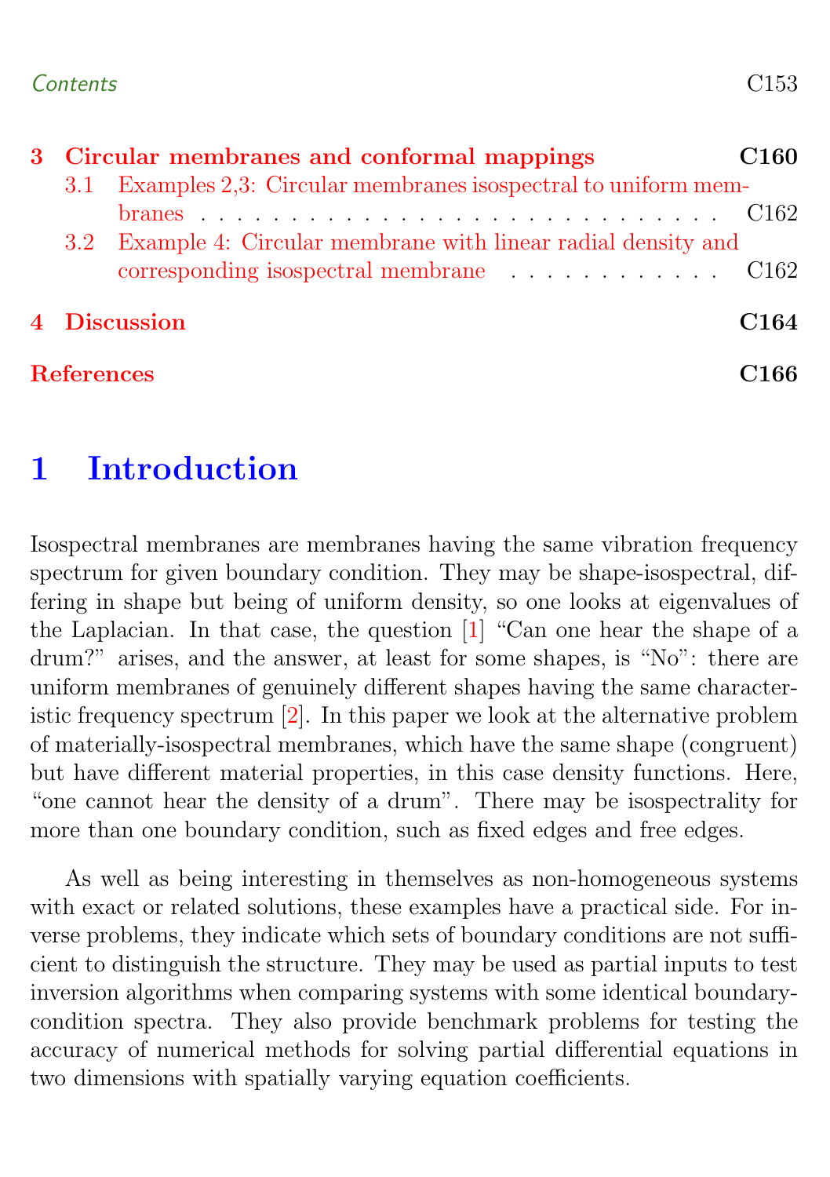3 Circular membranes and conformal mappings C160
  3.1 Examples 2,3: Circular membranes isospectral to uniform membranes C162
  3.2 Example 4: Circular membrane with linear radial density and corresponding isospectral membrane C162

4 Discussion C164

References C166

# 1 Introduction

Isospectral membranes are membranes having the same vibration frequency spectrum for given boundary condition. They may be shape-isospectral, differing in shape but being of uniform density, so one looks at eigenvalues of the Laplacian. In that case, the question [1] "Can one hear the shape of a drum?" arises, and the answer, at least for some shapes, is "No": there are uniform membranes of genuinely different shapes having the same characteristic frequency spectrum [2]. In this paper we look at the alternative problem of materially-isospectral membranes, which have the same shape (congruent) but have different material properties, in this case density functions. Here, "one cannot hear the density of a drum". There may be isospectrality for more than one boundary condition, such as fixed edges and free edges.

As well as being interesting in themselves as non-homogeneous systems with exact or related solutions, these examples have a practical side. For inverse problems, they indicate which sets of boundary conditions are not sufficient to distinguish the structure. They may be used as partial inputs to test inversion algorithms when comparing systems with some identical boundary-condition spectra. They also provide benchmark problems for testing the accuracy of numerical methods for solving partial differential equations in two dimensions with spatially varying equation coefficients.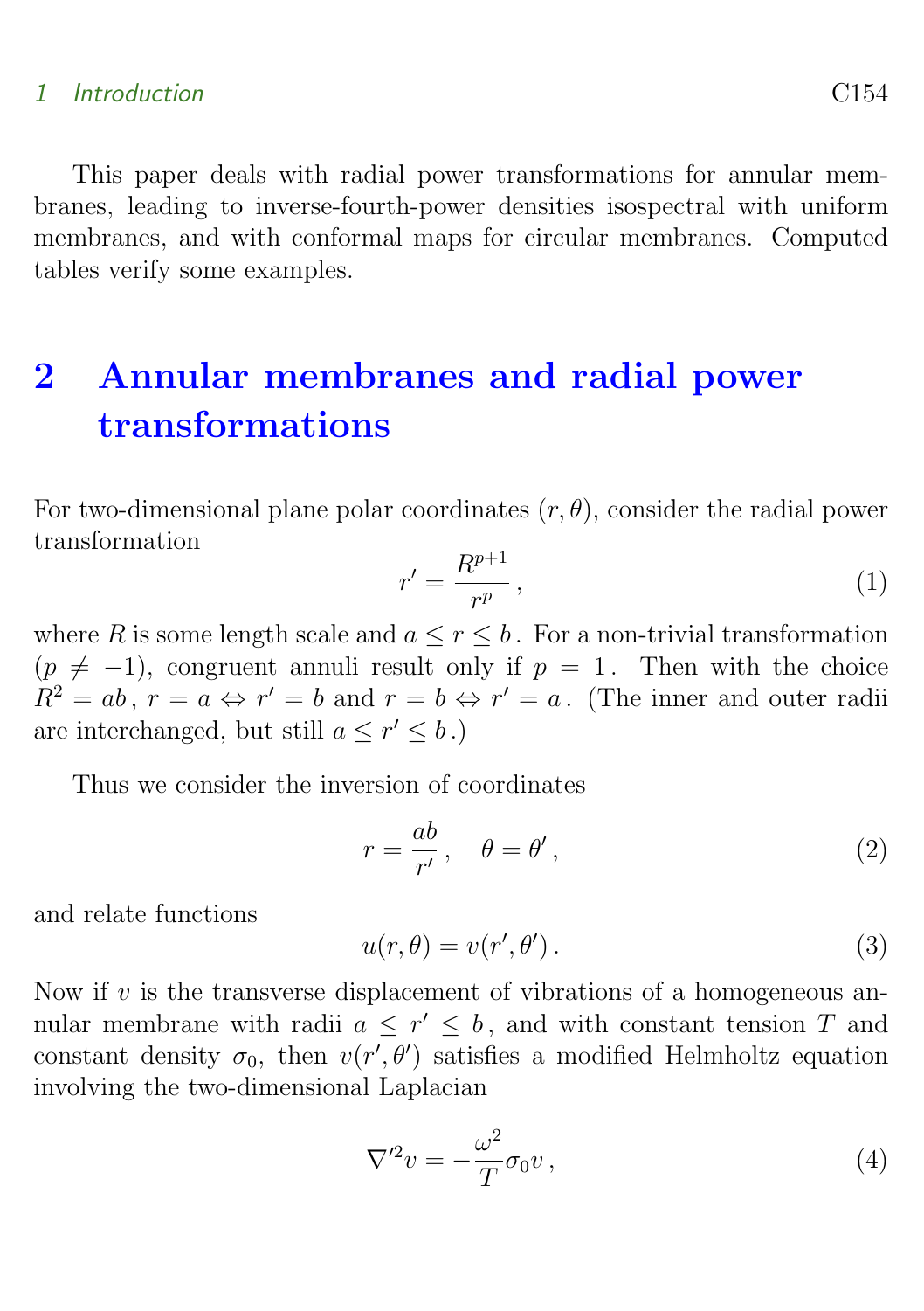This paper deals with radial power transformations for annular membranes, leading to inverse-fourth-power densities isospectral with uniform membranes, and with conformal maps for circular membranes. Computed tables verify some examples.

# 2 Annular membranes and radial power transformations

For two-dimensional plane polar coordinates $(r, \theta)$, consider the radial power transformation

$$r' = \frac{R^{p+1}}{r^p}\,, \tag{1}$$

where $R$ is some length scale and $a \le r \le b$. For a non-trivial transformation ($p \neq -1$), congruent annuli result only if $p = 1$. Then with the choice $R^2 = ab$, $r = a \Leftrightarrow r' = b$ and $r = b \Leftrightarrow r' = a$. (The inner and outer radii are interchanged, but still $a \le r' \le b$.)

Thus we consider the inversion of coordinates

$$r = \frac{ab}{r'}\,, \quad \theta = \theta'\,, \tag{2}$$

and relate functions

$$u(r, \theta) = v(r', \theta')\,. \tag{3}$$

Now if $v$ is the transverse displacement of vibrations of a homogeneous annular membrane with radii $a \le r' \le b$, and with constant tension $T$ and constant density $\sigma_0$, then $v(r', \theta')$ satisfies a modified Helmholtz equation involving the two-dimensional Laplacian

$$\nabla'^2 v = -\frac{\omega^2}{T}\sigma_0 v\,, \tag{4}$$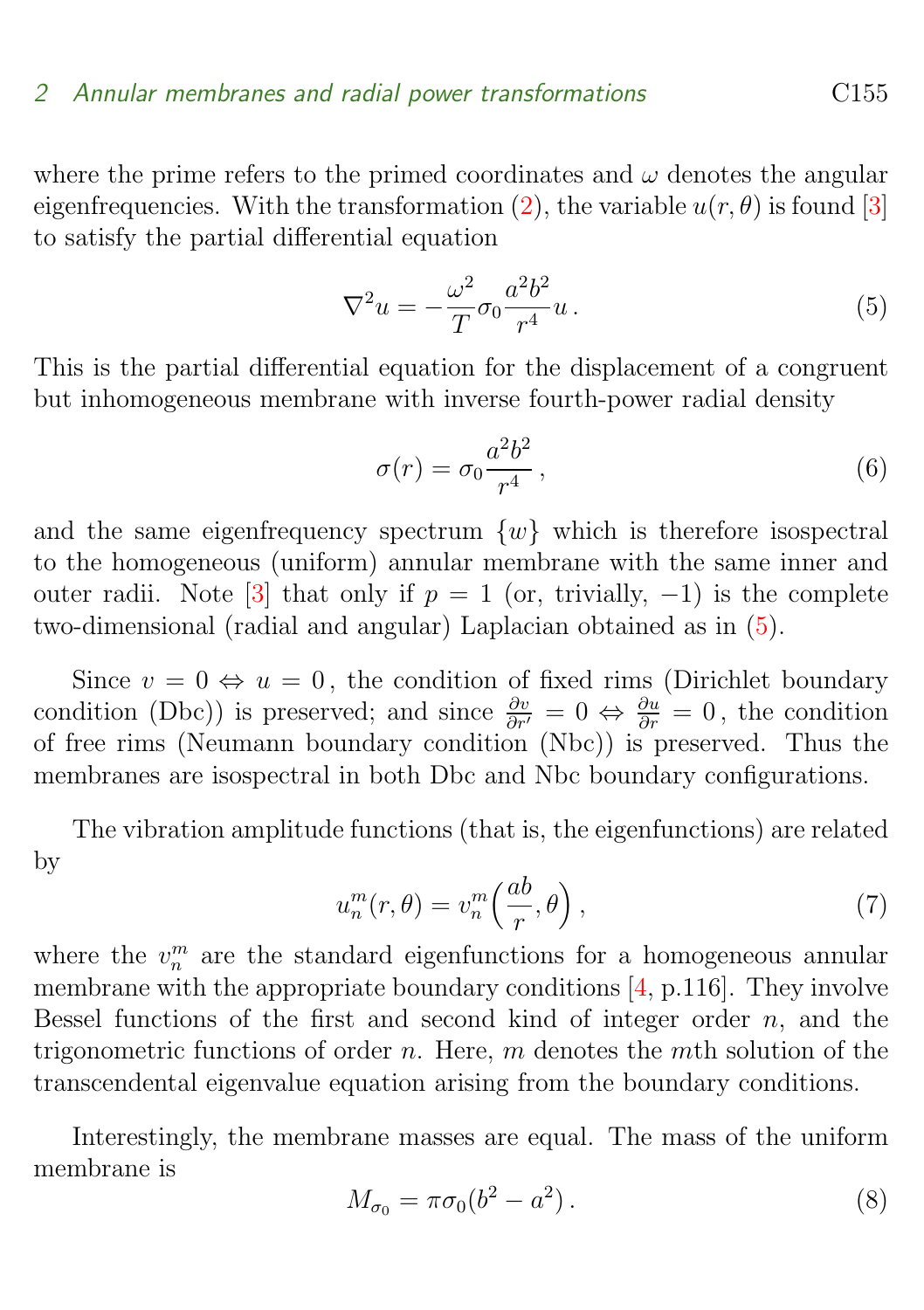where the prime refers to the primed coordinates and $\omega$ denotes the angular eigenfrequencies. With the transformation (2), the variable $u(r,\theta)$ is found [3] to satisfy the partial differential equation

$$\nabla^2 u = -\frac{\omega^2}{T}\sigma_0 \frac{a^2 b^2}{r^4} u\,. \tag{5}$$

This is the partial differential equation for the displacement of a congruent but inhomogeneous membrane with inverse fourth-power radial density

$$\sigma(r) = \sigma_0 \frac{a^2 b^2}{r^4}\,, \tag{6}$$

and the same eigenfrequency spectrum $\{w\}$ which is therefore isospectral to the homogeneous (uniform) annular membrane with the same inner and outer radii. Note [3] that only if $p = 1$ (or, trivially, $-1$) is the complete two-dimensional (radial and angular) Laplacian obtained as in (5).

Since $v = 0 \Leftrightarrow u = 0$, the condition of fixed rims (Dirichlet boundary condition (Dbc)) is preserved; and since $\frac{\partial v}{\partial r'} = 0 \Leftrightarrow \frac{\partial u}{\partial r} = 0$, the condition of free rims (Neumann boundary condition (Nbc)) is preserved. Thus the membranes are isospectral in both Dbc and Nbc boundary configurations.

The vibration amplitude functions (that is, the eigenfunctions) are related by

$$u_n^m(r,\theta) = v_n^m\left(\frac{ab}{r},\theta\right), \tag{7}$$

where the $v_n^m$ are the standard eigenfunctions for a homogeneous annular membrane with the appropriate boundary conditions [4, p.116]. They involve Bessel functions of the first and second kind of integer order $n$, and the trigonometric functions of order $n$. Here, $m$ denotes the $m$th solution of the transcendental eigenvalue equation arising from the boundary conditions.

Interestingly, the membrane masses are equal. The mass of the uniform membrane is

$$M_{\sigma_0} = \pi\sigma_0(b^2 - a^2)\,. \tag{8}$$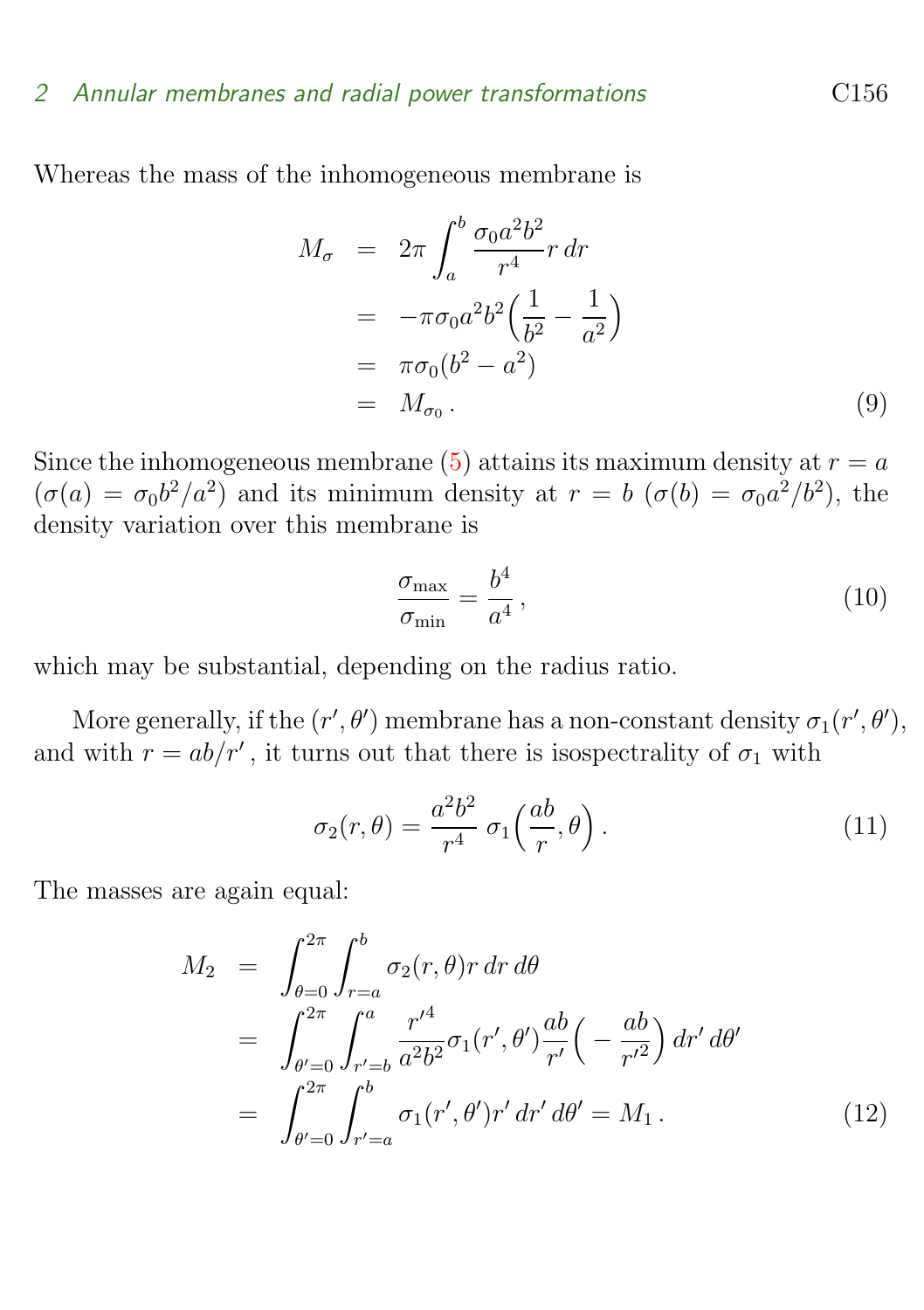Whereas the mass of the inhomogeneous membrane is

$$
\begin{aligned}
M_\sigma &= 2\pi \int_a^b \frac{\sigma_0 a^2 b^2}{r^4} r \, dr \\
&= -\pi \sigma_0 a^2 b^2 \Big( \frac{1}{b^2} - \frac{1}{a^2} \Big) \\
&= \pi \sigma_0 (b^2 - a^2) \\
&= M_{\sigma_0} \, .
\end{aligned} \tag{9}
$$

Since the inhomogeneous membrane (5) attains its maximum density at $r = a$ ($\sigma(a) = \sigma_0 b^2/a^2$) and its minimum density at $r = b$ ($\sigma(b) = \sigma_0 a^2/b^2$), the density variation over this membrane is

$$
\frac{\sigma_{\max}}{\sigma_{\min}} = \frac{b^4}{a^4} \, , \tag{10}
$$

which may be substantial, depending on the radius ratio.

More generally, if the $(r', \theta')$ membrane has a non-constant density $\sigma_1(r', \theta')$, and with $r = ab/r'$, it turns out that there is isospectrality of $\sigma_1$ with

$$
\sigma_2(r, \theta) = \frac{a^2 b^2}{r^4} \; \sigma_1\Big( \frac{ab}{r}, \theta \Big) \, . \tag{11}
$$

The masses are again equal:

$$
\begin{aligned}
M_2 &= \int_{\theta=0}^{2\pi} \int_{r=a}^{b} \sigma_2(r, \theta) r \, dr \, d\theta \\
&= \int_{\theta'=0}^{2\pi} \int_{r'=b}^{a} \frac{r'^4}{a^2 b^2} \sigma_1(r', \theta') \frac{ab}{r'} \Big( -\frac{ab}{r'^2} \Big) \, dr' \, d\theta' \\
&= \int_{\theta'=0}^{2\pi} \int_{r'=a}^{b} \sigma_1(r', \theta') r' \, dr' \, d\theta' = M_1 \, .
\end{aligned} \tag{12}
$$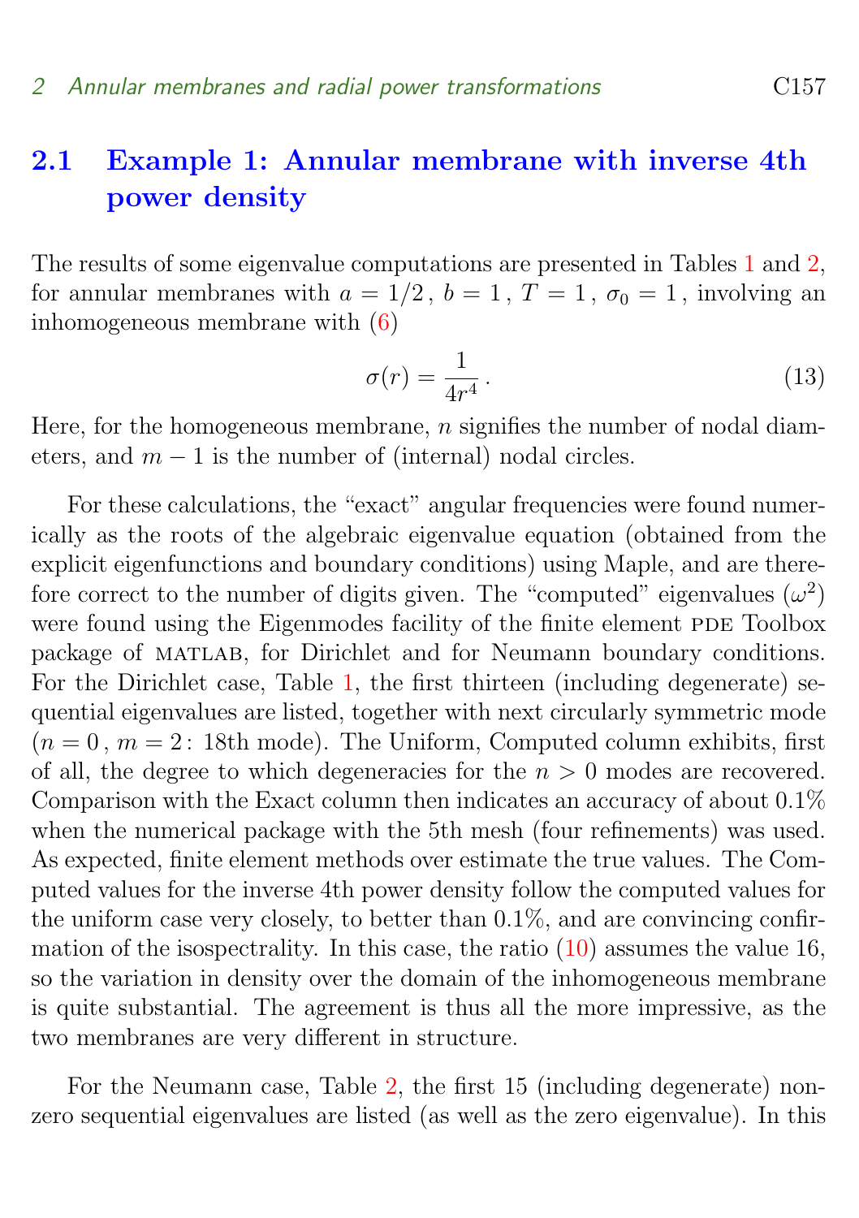### 2.1 Example 1: Annular membrane with inverse 4th power density

The results of some eigenvalue computations are presented in Tables 1 and 2, for annular membranes with $a = 1/2$, $b = 1$, $T = 1$, $\sigma_0 = 1$, involving an inhomogeneous membrane with (6)

$$\sigma(r) = \frac{1}{4r^4}\,. \tag{13}$$

Here, for the homogeneous membrane, $n$ signifies the number of nodal diameters, and $m - 1$ is the number of (internal) nodal circles.

For these calculations, the "exact" angular frequencies were found numerically as the roots of the algebraic eigenvalue equation (obtained from the explicit eigenfunctions and boundary conditions) using Maple, and are therefore correct to the number of digits given. The "computed" eigenvalues ($\omega^2$) were found using the Eigenmodes facility of the finite element PDE Toolbox package of MATLAB, for Dirichlet and for Neumann boundary conditions. For the Dirichlet case, Table 1, the first thirteen (including degenerate) sequential eigenvalues are listed, together with next circularly symmetric mode ($n = 0$, $m = 2$: 18th mode). The Uniform, Computed column exhibits, first of all, the degree to which degeneracies for the $n > 0$ modes are recovered. Comparison with the Exact column then indicates an accuracy of about 0.1% when the numerical package with the 5th mesh (four refinements) was used. As expected, finite element methods over estimate the true values. The Computed values for the inverse 4th power density follow the computed values for the uniform case very closely, to better than 0.1%, and are convincing confirmation of the isospectrality. In this case, the ratio (10) assumes the value 16, so the variation in density over the domain of the inhomogeneous membrane is quite substantial. The agreement is thus all the more impressive, as the two membranes are very different in structure.

For the Neumann case, Table 2, the first 15 (including degenerate) nonzero sequential eigenvalues are listed (as well as the zero eigenvalue). In this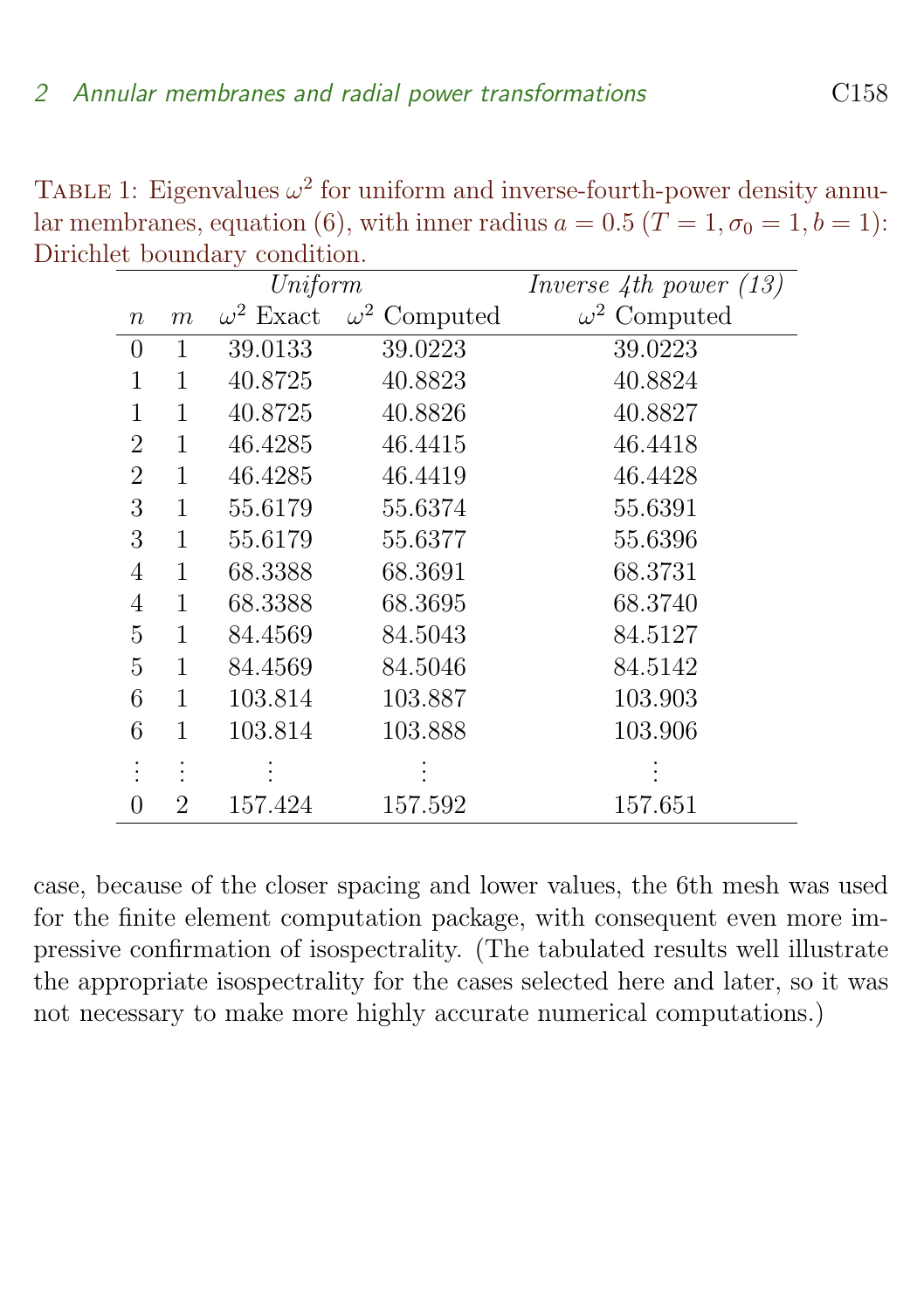Table 1: Eigenvalues $\omega^2$ for uniform and inverse-fourth-power density annular membranes, equation (6), with inner radius $a = 0.5$ ($T = 1, \sigma_0 = 1, b = 1$): Dirichlet boundary condition.

| | | *Uniform* | | *Inverse 4th power (13)* |
|---|---|---|---|---|
| $n$ | $m$ | $\omega^2$ Exact | $\omega^2$ Computed | $\omega^2$ Computed |
| 0 | 1 | 39.0133 | 39.0223 | 39.0223 |
| 1 | 1 | 40.8725 | 40.8823 | 40.8824 |
| 1 | 1 | 40.8725 | 40.8826 | 40.8827 |
| 2 | 1 | 46.4285 | 46.4415 | 46.4418 |
| 2 | 1 | 46.4285 | 46.4419 | 46.4428 |
| 3 | 1 | 55.6179 | 55.6374 | 55.6391 |
| 3 | 1 | 55.6179 | 55.6377 | 55.6396 |
| 4 | 1 | 68.3388 | 68.3691 | 68.3731 |
| 4 | 1 | 68.3388 | 68.3695 | 68.3740 |
| 5 | 1 | 84.4569 | 84.5043 | 84.5127 |
| 5 | 1 | 84.4569 | 84.5046 | 84.5142 |
| 6 | 1 | 103.814 | 103.887 | 103.903 |
| 6 | 1 | 103.814 | 103.888 | 103.906 |
| ⋮ | ⋮ | ⋮ | ⋮ | ⋮ |
| 0 | 2 | 157.424 | 157.592 | 157.651 |

case, because of the closer spacing and lower values, the 6th mesh was used for the finite element computation package, with consequent even more impressive confirmation of isospectrality. (The tabulated results well illustrate the appropriate isospectrality for the cases selected here and later, so it was not necessary to make more highly accurate numerical computations.)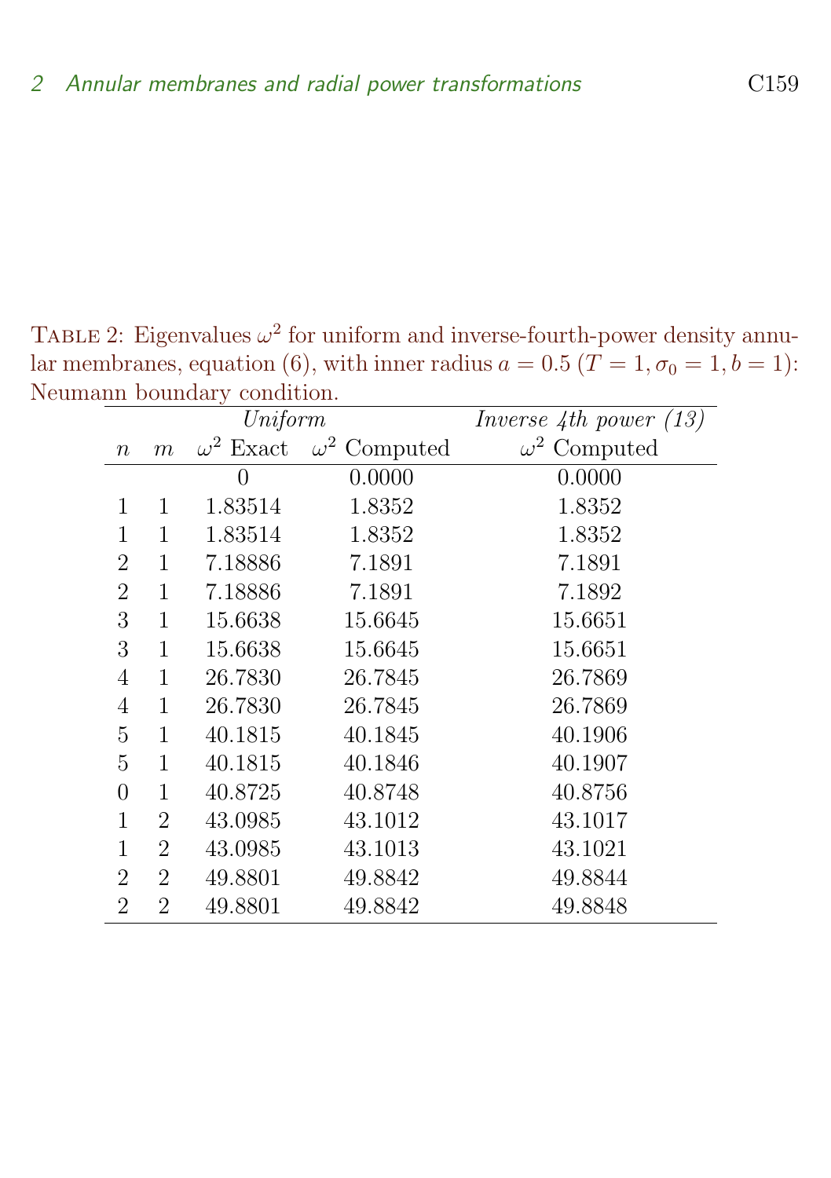Table 2: Eigenvalues $\omega^2$ for uniform and inverse-fourth-power density annular membranes, equation (6), with inner radius $a = 0.5$ ($T = 1, \sigma_0 = 1, b = 1$): Neumann boundary condition.

| | | *Uniform* | | *Inverse 4th power (13)* |
|---|---|---|---|---|
| $n$ | $m$ | $\omega^2$ Exact | $\omega^2$ Computed | $\omega^2$ Computed |
| | | 0 | 0.0000 | 0.0000 |
| 1 | 1 | 1.83514 | 1.8352 | 1.8352 |
| 1 | 1 | 1.83514 | 1.8352 | 1.8352 |
| 2 | 1 | 7.18886 | 7.1891 | 7.1891 |
| 2 | 1 | 7.18886 | 7.1891 | 7.1892 |
| 3 | 1 | 15.6638 | 15.6645 | 15.6651 |
| 3 | 1 | 15.6638 | 15.6645 | 15.6651 |
| 4 | 1 | 26.7830 | 26.7845 | 26.7869 |
| 4 | 1 | 26.7830 | 26.7845 | 26.7869 |
| 5 | 1 | 40.1815 | 40.1845 | 40.1906 |
| 5 | 1 | 40.1815 | 40.1846 | 40.1907 |
| 0 | 1 | 40.8725 | 40.8748 | 40.8756 |
| 1 | 2 | 43.0985 | 43.1012 | 43.1017 |
| 1 | 2 | 43.0985 | 43.1013 | 43.1021 |
| 2 | 2 | 49.8801 | 49.8842 | 49.8844 |
| 2 | 2 | 49.8801 | 49.8842 | 49.8848 |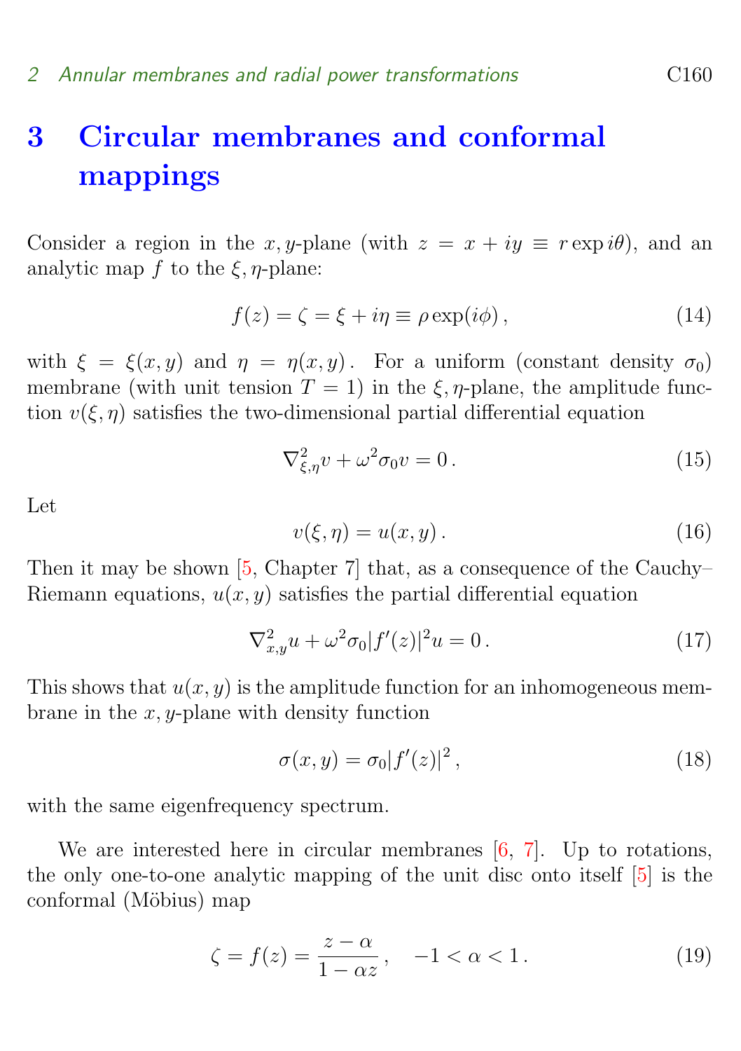# 3 Circular membranes and conformal mappings

Consider a region in the $x, y$-plane (with $z = x + iy \equiv r \exp i\theta$), and an analytic map $f$ to the $\xi, \eta$-plane:

$$f(z) = \zeta = \xi + i\eta \equiv \rho \exp(i\phi)\,, \tag{14}$$

with $\xi = \xi(x, y)$ and $\eta = \eta(x, y)$. For a uniform (constant density $\sigma_0$) membrane (with unit tension $T = 1$) in the $\xi, \eta$-plane, the amplitude function $v(\xi, \eta)$ satisfies the two-dimensional partial differential equation

$$\nabla^2_{\xi,\eta} v + \omega^2 \sigma_0 v = 0\,. \tag{15}$$

Let

$$v(\xi, \eta) = u(x, y)\,. \tag{16}$$

Then it may be shown [5, Chapter 7] that, as a consequence of the Cauchy–Riemann equations, $u(x, y)$ satisfies the partial differential equation

$$\nabla^2_{x,y} u + \omega^2 \sigma_0 |f'(z)|^2 u = 0\,. \tag{17}$$

This shows that $u(x, y)$ is the amplitude function for an inhomogeneous membrane in the $x, y$-plane with density function

$$\sigma(x, y) = \sigma_0 |f'(z)|^2\,, \tag{18}$$

with the same eigenfrequency spectrum.

We are interested here in circular membranes [6, 7]. Up to rotations, the only one-to-one analytic mapping of the unit disc onto itself [5] is the conformal (Möbius) map

$$\zeta = f(z) = \frac{z - \alpha}{1 - \alpha z}\,, \quad -1 < \alpha < 1\,. \tag{19}$$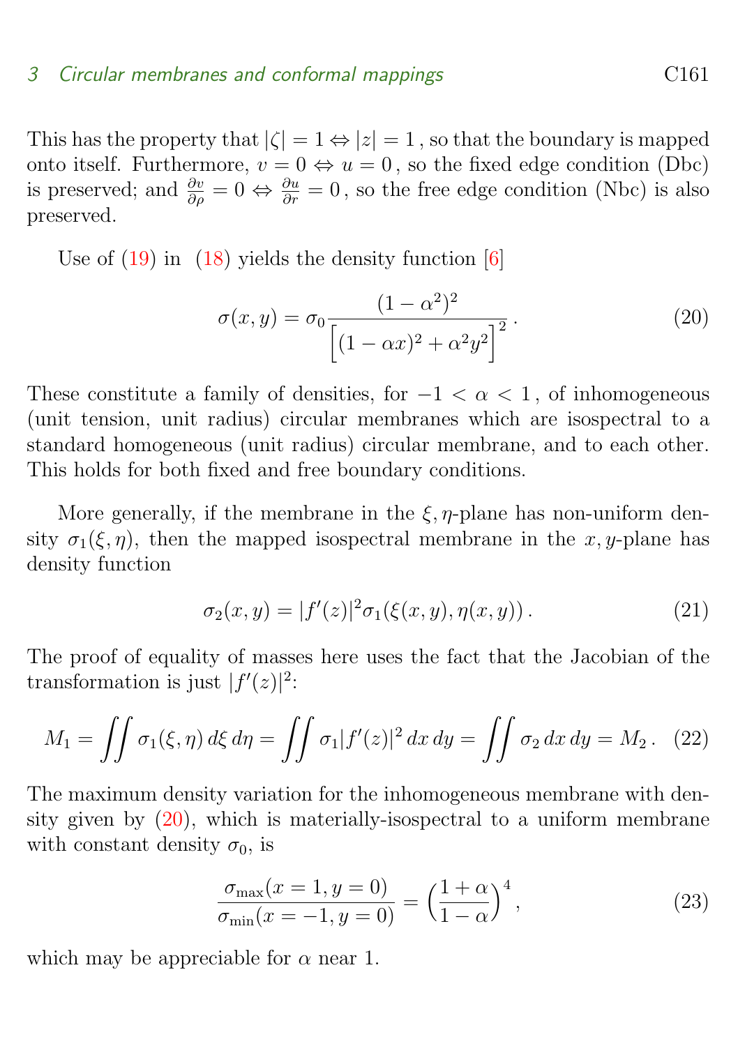This has the property that $|\zeta| = 1 \Leftrightarrow |z| = 1$, so that the boundary is mapped onto itself. Furthermore, $v = 0 \Leftrightarrow u = 0$, so the fixed edge condition (Dbc) is preserved; and $\frac{\partial v}{\partial \rho} = 0 \Leftrightarrow \frac{\partial u}{\partial r} = 0$, so the free edge condition (Nbc) is also preserved.

Use of (19) in (18) yields the density function [6]

$$\sigma(x, y) = \sigma_0 \frac{(1-\alpha^2)^2}{\Big[(1-\alpha x)^2 + \alpha^2 y^2\Big]^2} \,. \tag{20}$$

These constitute a family of densities, for $-1 < \alpha < 1$, of inhomogeneous (unit tension, unit radius) circular membranes which are isospectral to a standard homogeneous (unit radius) circular membrane, and to each other. This holds for both fixed and free boundary conditions.

More generally, if the membrane in the $\xi, \eta$-plane has non-uniform density $\sigma_1(\xi, \eta)$, then the mapped isospectral membrane in the $x, y$-plane has density function

$$\sigma_2(x, y) = |f'(z)|^2 \sigma_1(\xi(x, y), \eta(x, y))\,. \tag{21}$$

The proof of equality of masses here uses the fact that the Jacobian of the transformation is just $|f'(z)|^2$:

$$M_1 = \iint \sigma_1(\xi, \eta)\, d\xi\, d\eta = \iint \sigma_1 |f'(z)|^2\, dx\, dy = \iint \sigma_2\, dx\, dy = M_2\,. \tag{22}$$

The maximum density variation for the inhomogeneous membrane with density given by (20), which is materially-isospectral to a uniform membrane with constant density $\sigma_0$, is

$$\frac{\sigma_{\max}(x = 1, y = 0)}{\sigma_{\min}(x = -1, y = 0)} = \Big(\frac{1+\alpha}{1-\alpha}\Big)^4\,, \tag{23}$$

which may be appreciable for $\alpha$ near 1.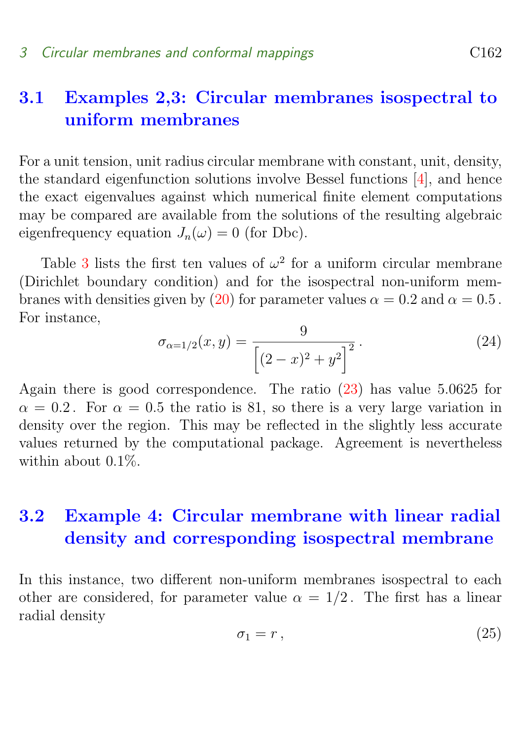## 3.1 Examples 2,3: Circular membranes isospectral to uniform membranes

For a unit tension, unit radius circular membrane with constant, unit, density, the standard eigenfunction solutions involve Bessel functions [4], and hence the exact eigenvalues against which numerical finite element computations may be compared are available from the solutions of the resulting algebraic eigenfrequency equation $J_n(\omega) = 0$ (for Dbc).

Table 3 lists the first ten values of $\omega^2$ for a uniform circular membrane (Dirichlet boundary condition) and for the isospectral non-uniform membranes with densities given by (20) for parameter values $\alpha = 0.2$ and $\alpha = 0.5$. For instance,

$$\sigma_{\alpha=1/2}(x, y) = \frac{9}{\left[(2-x)^2 + y^2\right]^2}. \tag{24}$$

Again there is good correspondence. The ratio (23) has value 5.0625 for $\alpha = 0.2$. For $\alpha = 0.5$ the ratio is 81, so there is a very large variation in density over the region. This may be reflected in the slightly less accurate values returned by the computational package. Agreement is nevertheless within about 0.1%.

## 3.2 Example 4: Circular membrane with linear radial density and corresponding isospectral membrane

In this instance, two different non-uniform membranes isospectral to each other are considered, for parameter value $\alpha = 1/2$. The first has a linear radial density

$$\sigma_1 = r, \tag{25}$$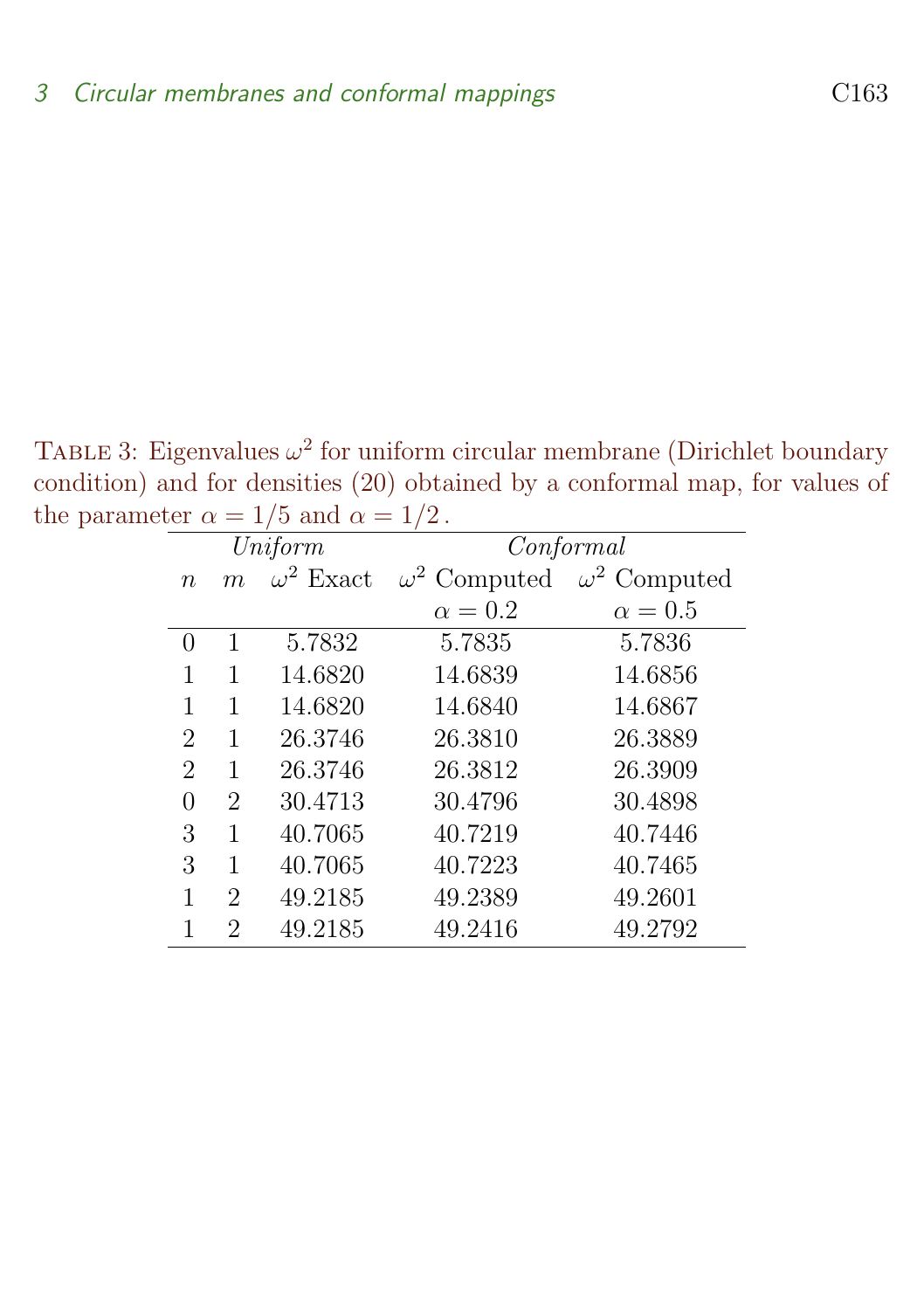Table 3: Eigenvalues $\omega^2$ for uniform circular membrane (Dirichlet boundary condition) and for densities (20) obtained by a conformal map, for values of the parameter $\alpha = 1/5$ and $\alpha = 1/2$.

| *Uniform* | | | *Conformal* | |
|---|---|---|---|---|
| $n$ | $m$ | $\omega^2$ Exact | $\omega^2$ Computed $\alpha = 0.2$ | $\omega^2$ Computed $\alpha = 0.5$ |
| 0 | 1 | 5.7832 | 5.7835 | 5.7836 |
| 1 | 1 | 14.6820 | 14.6839 | 14.6856 |
| 1 | 1 | 14.6820 | 14.6840 | 14.6867 |
| 2 | 1 | 26.3746 | 26.3810 | 26.3889 |
| 2 | 1 | 26.3746 | 26.3812 | 26.3909 |
| 0 | 2 | 30.4713 | 30.4796 | 30.4898 |
| 3 | 1 | 40.7065 | 40.7219 | 40.7446 |
| 3 | 1 | 40.7065 | 40.7223 | 40.7465 |
| 1 | 2 | 49.2185 | 49.2389 | 49.2601 |
| 1 | 2 | 49.2185 | 49.2416 | 49.2792 |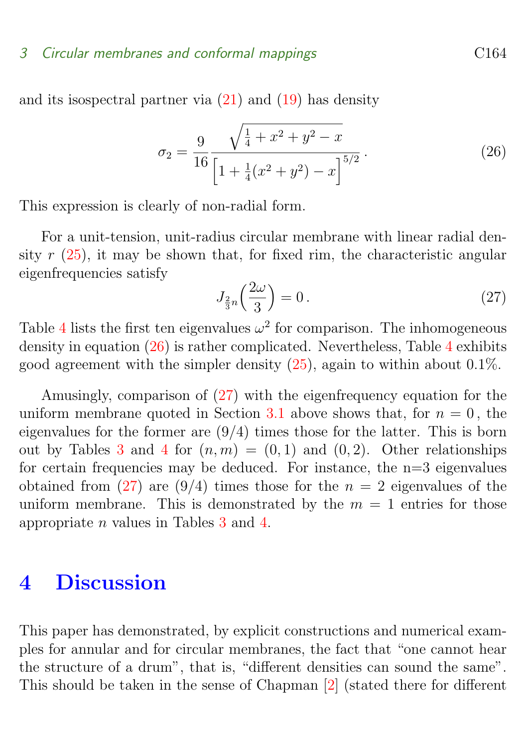and its isospectral partner via (21) and (19) has density

$$\sigma_2 = \frac{9}{16} \frac{\sqrt{\frac{1}{4} + x^2 + y^2 - x}}{\left[1 + \frac{1}{4}(x^2 + y^2) - x\right]^{5/2}}\,. \tag{26}$$

This expression is clearly of non-radial form.

For a unit-tension, unit-radius circular membrane with linear radial density $r$ (25), it may be shown that, for fixed rim, the characteristic angular eigenfrequencies satisfy

$$J_{\frac{2}{3}n}\Big(\frac{2\omega}{3}\Big) = 0\,. \tag{27}$$

Table 4 lists the first ten eigenvalues $\omega^2$ for comparison. The inhomogeneous density in equation (26) is rather complicated. Nevertheless, Table 4 exhibits good agreement with the simpler density (25), again to within about 0.1%.

Amusingly, comparison of (27) with the eigenfrequency equation for the uniform membrane quoted in Section 3.1 above shows that, for $n = 0$, the eigenvalues for the former are (9/4) times those for the latter. This is born out by Tables 3 and 4 for $(n, m) = (0, 1)$ and $(0, 2)$. Other relationships for certain frequencies may be deduced. For instance, the n=3 eigenvalues obtained from (27) are (9/4) times those for the $n = 2$ eigenvalues of the uniform membrane. This is demonstrated by the $m = 1$ entries for those appropriate $n$ values in Tables 3 and 4.

# 4 Discussion

This paper has demonstrated, by explicit constructions and numerical examples for annular and for circular membranes, the fact that "one cannot hear the structure of a drum", that is, "different densities can sound the same". This should be taken in the sense of Chapman [2] (stated there for different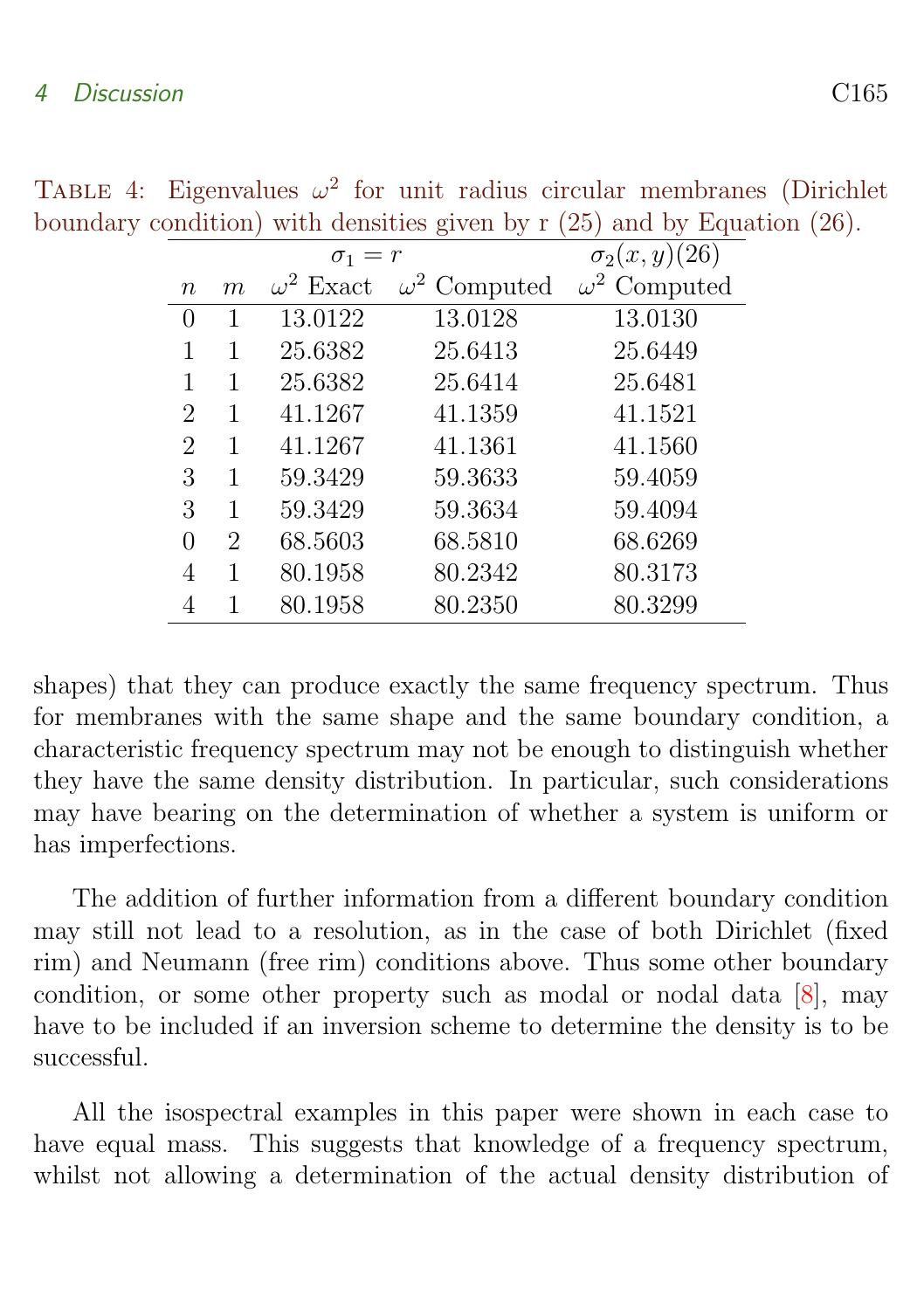Table 4: Eigenvalues $\omega^2$ for unit radius circular membranes (Dirichlet boundary condition) with densities given by r (25) and by Equation (26).

| | | $\sigma_1 = r$ | | $\sigma_2(x,y)(26)$ |
|---|---|---|---|---|
| $n$ | $m$ | $\omega^2$ Exact | $\omega^2$ Computed | $\omega^2$ Computed |
| 0 | 1 | 13.0122 | 13.0128 | 13.0130 |
| 1 | 1 | 25.6382 | 25.6413 | 25.6449 |
| 1 | 1 | 25.6382 | 25.6414 | 25.6481 |
| 2 | 1 | 41.1267 | 41.1359 | 41.1521 |
| 2 | 1 | 41.1267 | 41.1361 | 41.1560 |
| 3 | 1 | 59.3429 | 59.3633 | 59.4059 |
| 3 | 1 | 59.3429 | 59.3634 | 59.4094 |
| 0 | 2 | 68.5603 | 68.5810 | 68.6269 |
| 4 | 1 | 80.1958 | 80.2342 | 80.3173 |
| 4 | 1 | 80.1958 | 80.2350 | 80.3299 |

shapes) that they can produce exactly the same frequency spectrum. Thus for membranes with the same shape and the same boundary condition, a characteristic frequency spectrum may not be enough to distinguish whether they have the same density distribution. In particular, such considerations may have bearing on the determination of whether a system is uniform or has imperfections.

The addition of further information from a different boundary condition may still not lead to a resolution, as in the case of both Dirichlet (fixed rim) and Neumann (free rim) conditions above. Thus some other boundary condition, or some other property such as modal or nodal data [8], may have to be included if an inversion scheme to determine the density is to be successful.

All the isospectral examples in this paper were shown in each case to have equal mass. This suggests that knowledge of a frequency spectrum, whilst not allowing a determination of the actual density distribution of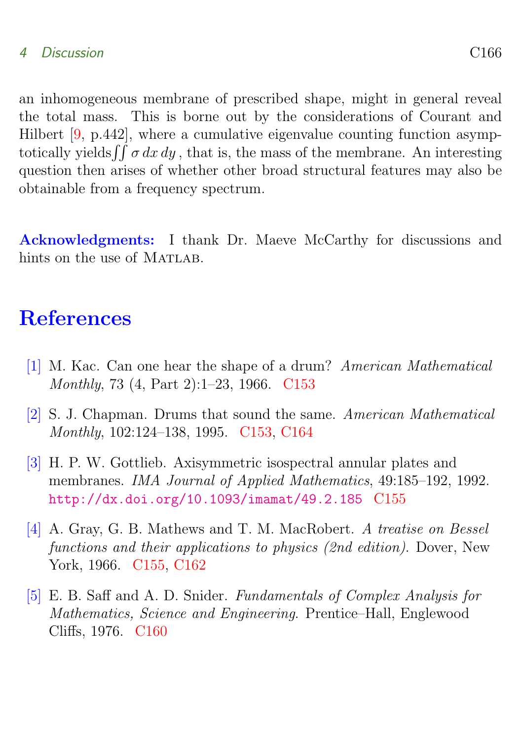an inhomogeneous membrane of prescribed shape, might in general reveal the total mass. This is borne out by the considerations of Courant and Hilbert [9, p.442], where a cumulative eigenvalue counting function asymptotically yields $\iint \sigma \, dx \, dy$, that is, the mass of the membrane. An interesting question then arises of whether other broad structural features may also be obtainable from a frequency spectrum.

**Acknowledgments:** I thank Dr. Maeve McCarthy for discussions and hints on the use of Matlab.

# References

[1] M. Kac. Can one hear the shape of a drum? *American Mathematical Monthly*, 73 (4, Part 2):1–23, 1966. C153

[2] S. J. Chapman. Drums that sound the same. *American Mathematical Monthly*, 102:124–138, 1995. C153, C164

[3] H. P. W. Gottlieb. Axisymmetric isospectral annular plates and membranes. *IMA Journal of Applied Mathematics*, 49:185–192, 1992. http://dx.doi.org/10.1093/imamat/49.2.185 C155

[4] A. Gray, G. B. Mathews and T. M. MacRobert. *A treatise on Bessel functions and their applications to physics (2nd edition)*. Dover, New York, 1966. C155, C162

[5] E. B. Saff and A. D. Snider. *Fundamentals of Complex Analysis for Mathematics, Science and Engineering*. Prentice–Hall, Englewood Cliffs, 1976. C160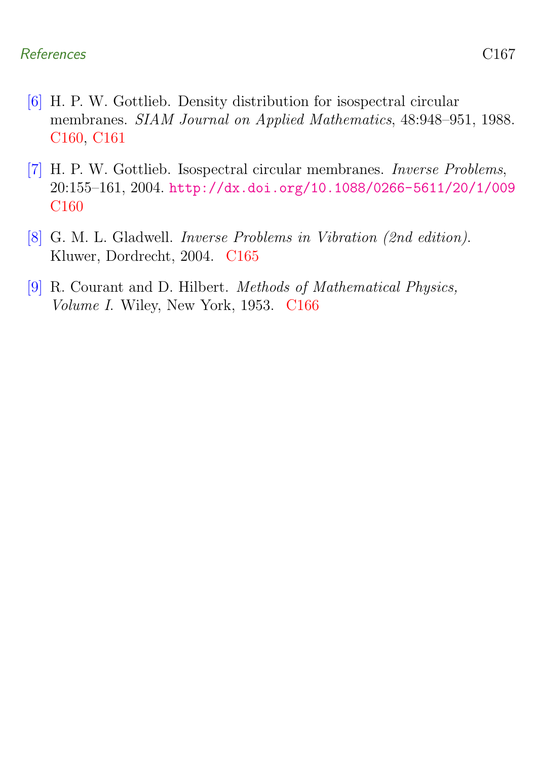[6] H. P. W. Gottlieb. Density distribution for isospectral circular membranes. *SIAM Journal on Applied Mathematics*, 48:948–951, 1988. C160, C161

[7] H. P. W. Gottlieb. Isospectral circular membranes. *Inverse Problems*, 20:155–161, 2004. http://dx.doi.org/10.1088/0266-5611/20/1/009 C160

[8] G. M. L. Gladwell. *Inverse Problems in Vibration (2nd edition)*. Kluwer, Dordrecht, 2004. C165

[9] R. Courant and D. Hilbert. *Methods of Mathematical Physics, Volume I*. Wiley, New York, 1953. C166